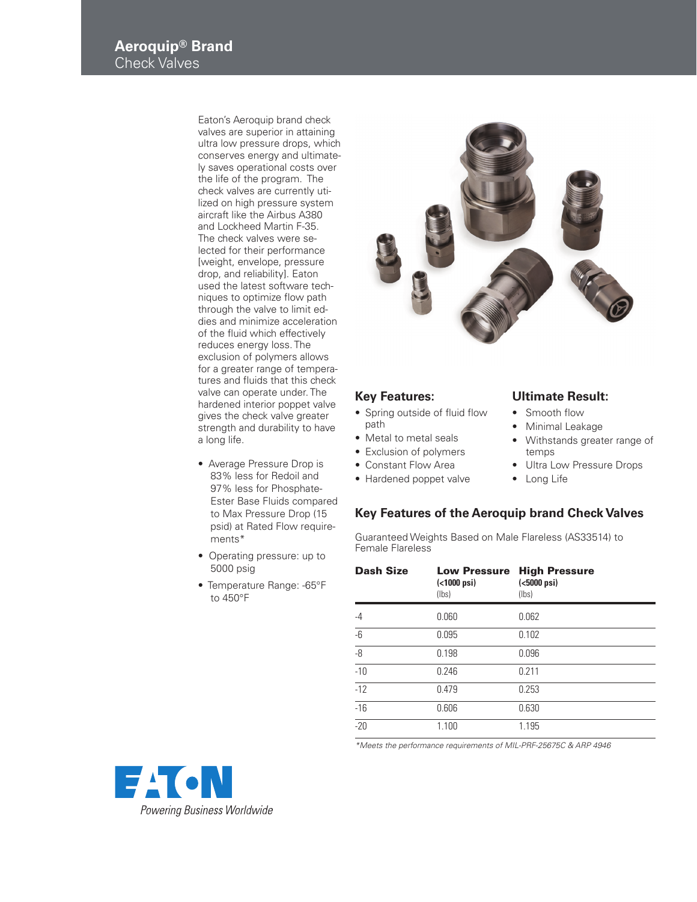# Aeroquip® Brand

## Check Valves

Eaton's Aeroquip brand check valves are superior in attaining ultra low pressure drops, which conserves energy and ultimately saves operational costs over the life of the program. The check valves are currently utilized on high pressure system aircraft like the Airbus A380 and Lockheed Martin F-35. The check valves were selected for their performance [weight, envelope, pressure drop, and reliability]. Eaton used the latest software techniques to optimize flow path through the valve to limit eddies and minimize acceleration of the fluid which effectively reduces energy loss. The exclusion of polymers allows for a greater range of temperatures and fluids that this check valve can operate under. The hardened interior poppet valve gives the check valve greater strength and durability to have a long life.

- Average Pressure Drop is 83% less for Redoil and 97% less for Phosphate-Ester Base Fluids compared to Max Pressure Drop (15 psid) at Rated Flow requirements*
- Operating pressure: up to 5000 psig
- Temperature Range: -65°F to 450°F

### Key Features:

- Spring outside of fluid flow path
- Metal to metal seals
- Exclusion of polymers
- Constant Flow Area
- Hardened poppet valve

### Ultimate Result:

- Smooth flow
- Minimal Leakage
- Withstands greater range of temps
- Ultra Low Pressure Drops
- Long Life

### Key Features of the Aeroquip brand Check Valves

Guaranteed Weights Based on Male Flareless (AS33514) to Female Flareless

| Dash Size | Low Pressure (<1000 psi) (lbs) | High Pressure (<5000 psi) (lbs) |
|---|---|---|
| -4 | 0.060 | 0.062 |
| -6 | 0.095 | 0.102 |
| -8 | 0.198 | 0.096 |
| -10 | 0.246 | 0.211 |
| -12 | 0.479 | 0.253 |
| -16 | 0.606 | 0.630 |
| -20 | 1.100 | 1.195 |

*\*Meets the performance requirements of MIL-PRF-25675C & ARP 4946*

EATON

*Powering Business Worldwide*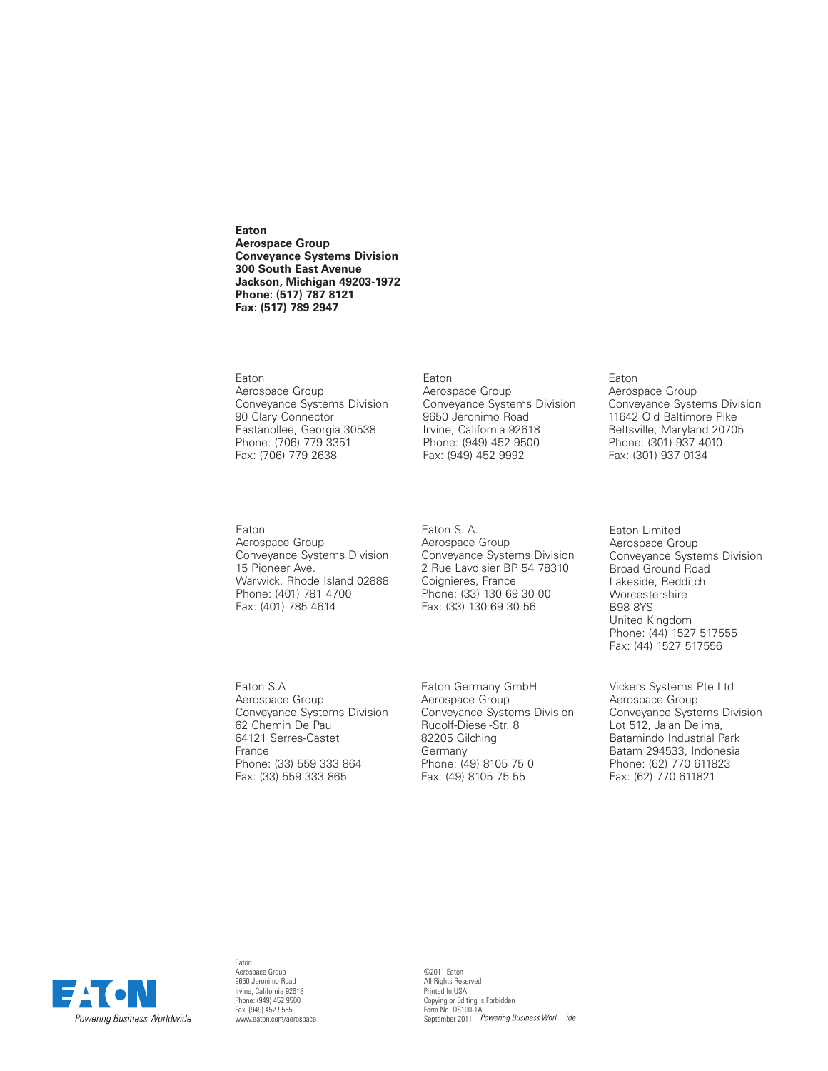**Eaton**
**Aerospace Group**
**Conveyance Systems Division**
**300 South East Avenue**
**Jackson, Michigan 49203-1972**
**Phone: (517) 787 8121**
**Fax: (517) 789 2947**

Eaton
Aerospace Group
Conveyance Systems Division
90 Clary Connector
Eastanollee, Georgia 30538
Phone: (706) 779 3351
Fax: (706) 779 2638

Eaton
Aerospace Group
Conveyance Systems Division
9650 Jeronimo Road
Irvine, California 92618
Phone: (949) 452 9500
Fax: (949) 452 9992

Eaton
Aerospace Group
Conveyance Systems Division
11642 Old Baltimore Pike
Beltsville, Maryland 20705
Phone: (301) 937 4010
Fax: (301) 937 0134

Eaton
Aerospace Group
Conveyance Systems Division
15 Pioneer Ave.
Warwick, Rhode Island 02888
Phone: (401) 781 4700
Fax: (401) 785 4614

Eaton S. A.
Aerospace Group
Conveyance Systems Division
2 Rue Lavoisier BP 54 78310
Coignieres, France
Phone: (33) 130 69 30 00
Fax: (33) 130 69 30 56

Eaton Limited
Aerospace Group
Conveyance Systems Division
Broad Ground Road
Lakeside, Redditch
Worcestershire
B98 8YS
United Kingdom
Phone: (44) 1527 517555
Fax: (44) 1527 517556

Eaton S.A
Aerospace Group
Conveyance Systems Division
62 Chemin De Pau
64121 Serres-Castet
France
Phone: (33) 559 333 864
Fax: (33) 559 333 865

Eaton Germany GmbH
Aerospace Group
Conveyance Systems Division
Rudolf-Diesel-Str. 8
82205 Gilching
Germany
Phone: (49) 8105 75 0
Fax: (49) 8105 75 55

Vickers Systems Pte Ltd
Aerospace Group
Conveyance Systems Division
Lot 512, Jalan Delima,
Batamindo Industrial Park
Batam 294533, Indonesia
Phone: (62) 770 611823
Fax: (62) 770 611821

EATON
*Powering Business Worldwide*

Eaton
Aerospace Group
9650 Jeronimo Road
Irvine, California 92618
Phone: (949) 452 9500
Fax: (949) 452 9555
www.eaton.com/aerospace

©2011 Eaton
All Rights Reserved
Printed In USA
Copying or Editing is Forbidden
Form No. DS100-1A
September 2011 *Powering Business Worldwide*